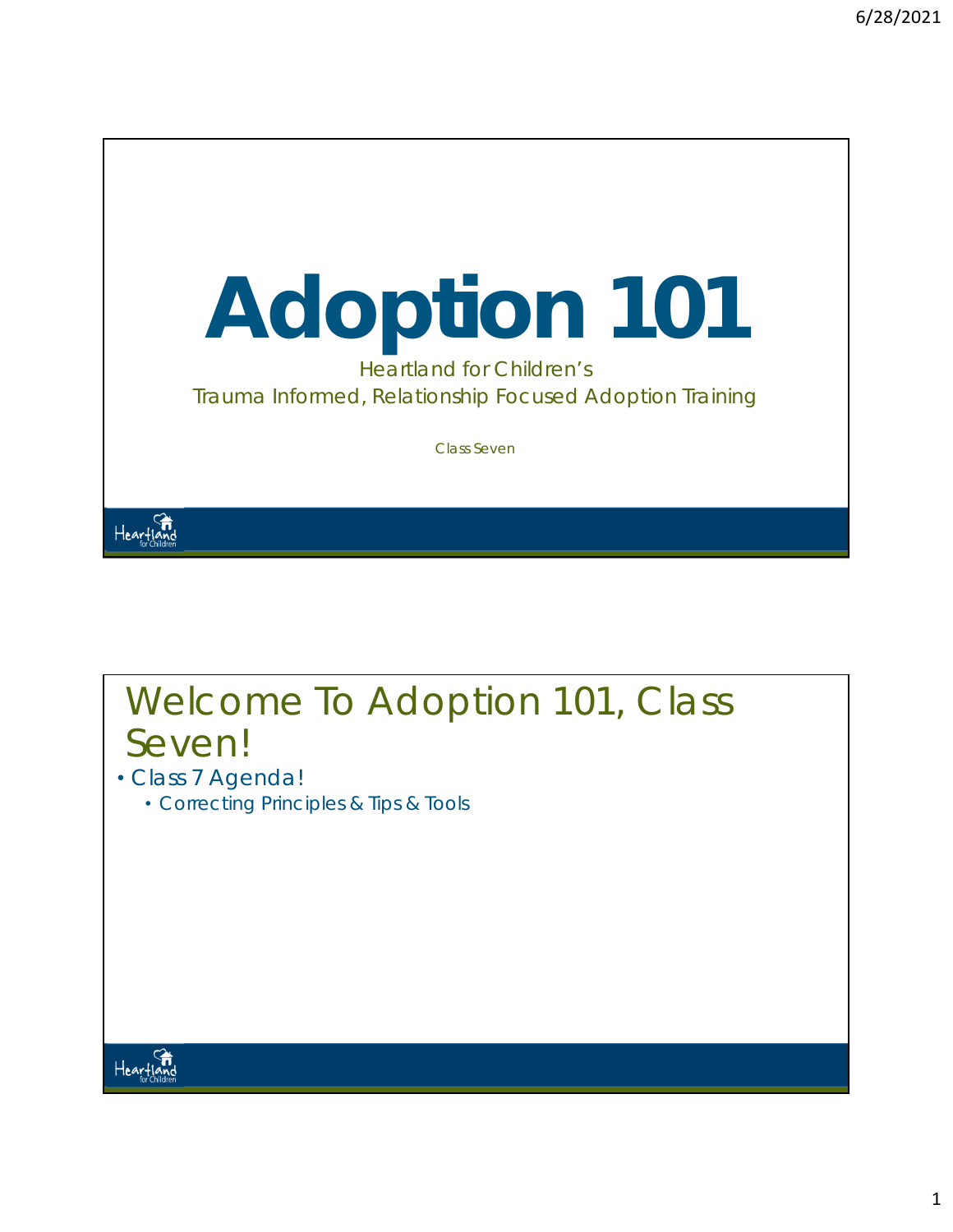# Adoption 101

Heartland for Children's
Trauma Informed, Relationship Focused Adoption Training

Class Seven

## Welcome To Adoption 101, Class Seven!

- Class 7 Agenda!
  - Correcting Principles & Tips & Tools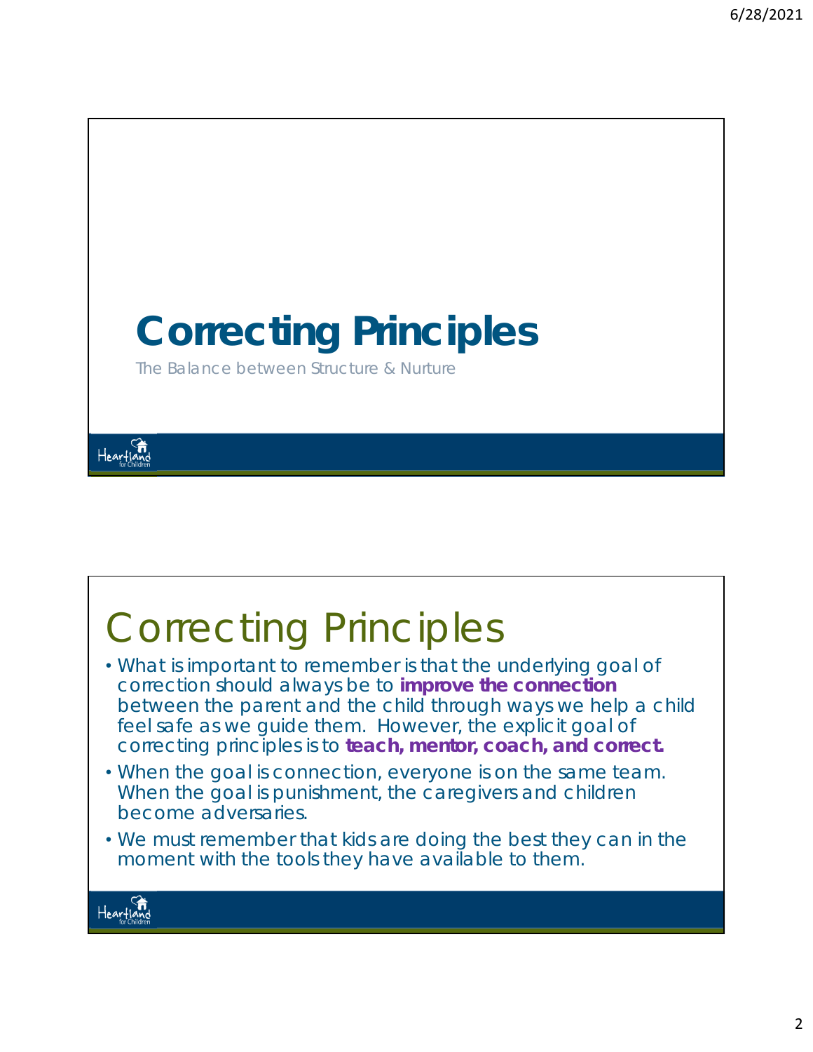# Correcting Principles

The Balance between Structure & Nurture

## Correcting Principles

- What is important to remember is that the underlying goal of correction should always be to **improve the connection** between the parent and the child through ways we help a child feel safe as we guide them. However, the explicit goal of correcting principles is to **teach, mentor, coach, and correct.**
- When the goal is connection, everyone is on the same team. When the goal is punishment, the caregivers and children become adversaries.
- We must remember that kids are doing the best they can in the moment with the tools they have available to them.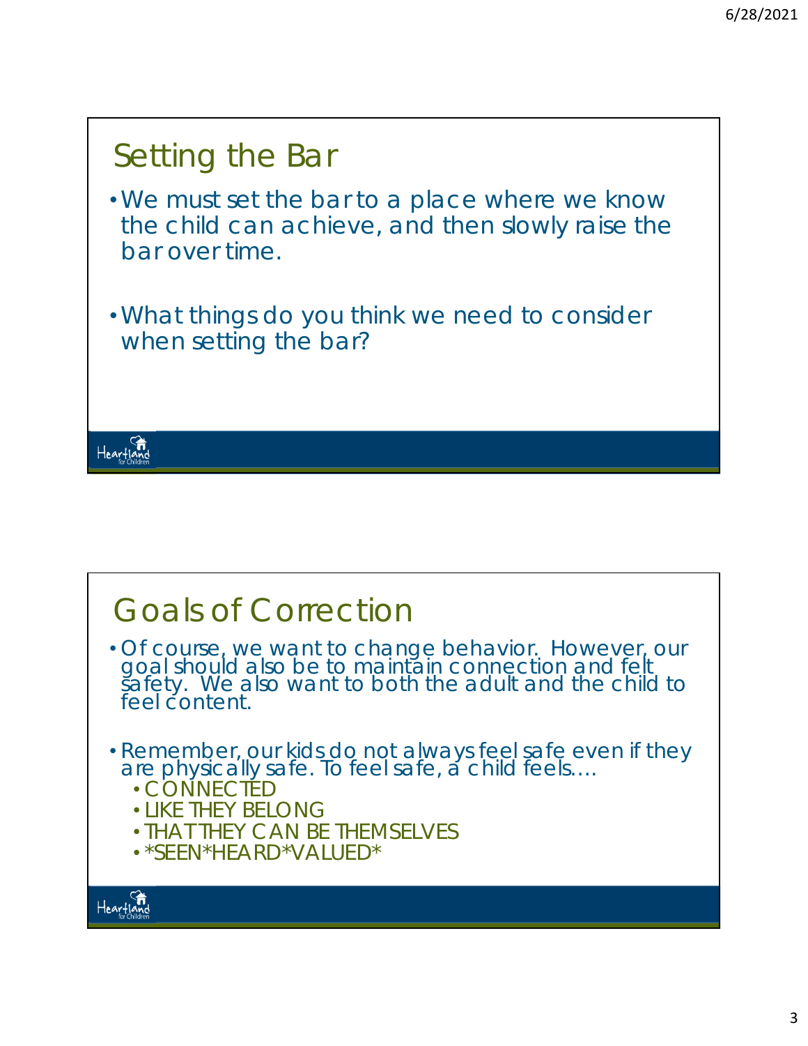## Setting the Bar

- We must set the bar to a place where we know the child can achieve, and then slowly raise the bar over time.
- What things do you think we need to consider when setting the bar?

## Goals of Correction

- Of course, we want to change behavior. However, our goal should also be to maintain connection and felt safety. We also want to both the adult and the child to feel content.
- Remember, our kids do not always feel safe even if they are physically safe. To feel safe, a child feels….
  - CONNECTED
  - LIKE THEY BELONG
  - THAT THEY CAN BE THEMSELVES
  - *SEEN*HEARD*VALUED*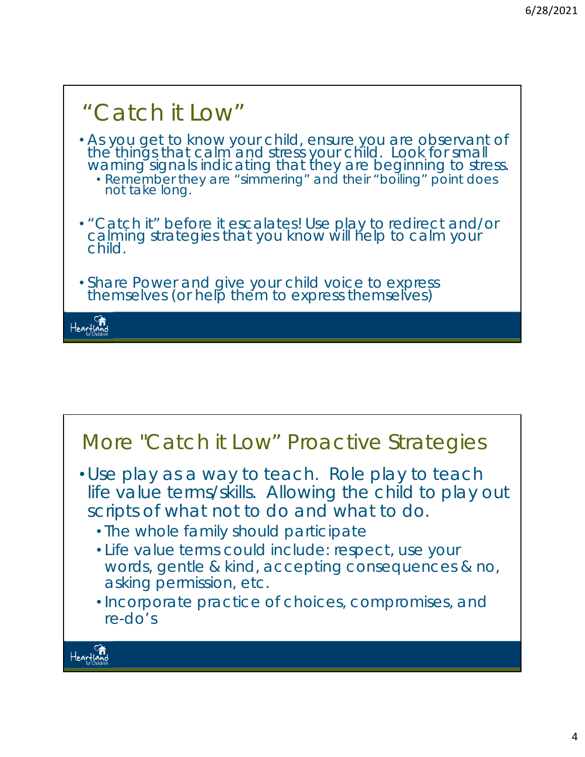## "Catch it Low"

- As you get to know your child, ensure you are observant of the things that calm and stress your child. Look for small warning signals indicating that they are beginning to stress.
  - Remember they are "simmering" and their "boiling" point does not take long.
- "Catch it" before it escalates! Use play to redirect and/or calming strategies that you know will help to calm your child.
- Share Power and give your child voice to express themselves (or help them to express themselves)

## More "Catch it Low" Proactive Strategies

- Use play as a way to teach. Role play to teach life value terms/skills. Allowing the child to play out scripts of what not to do and what to do.
  - The whole family should participate
  - Life value terms could include: respect, use your words, gentle & kind, accepting consequences & no, asking permission, etc.
  - Incorporate practice of choices, compromises, and re-do's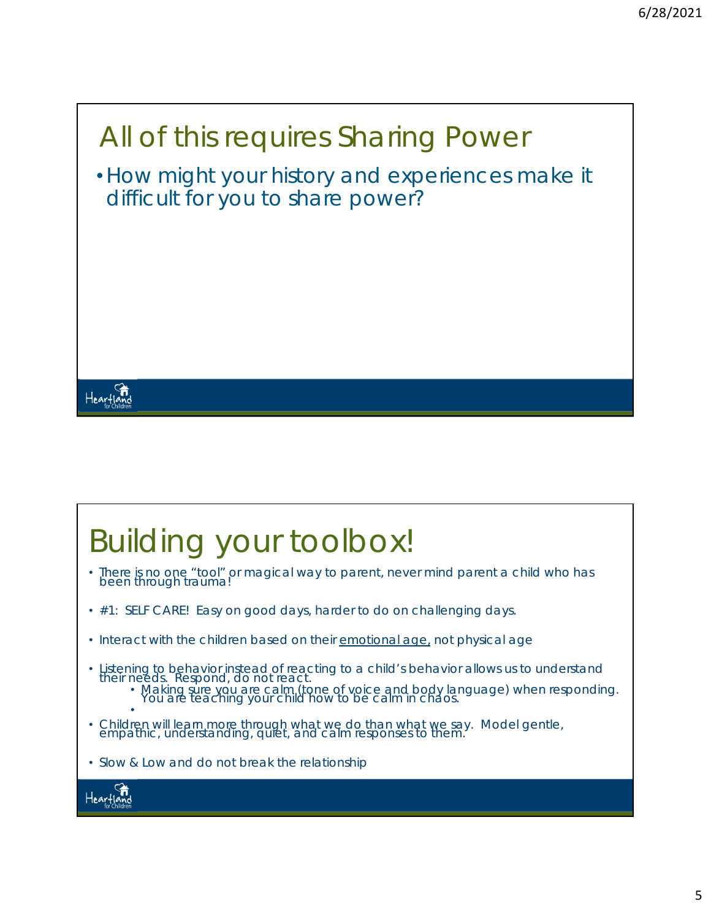## All of this requires Sharing Power

- How might your history and experiences make it difficult for you to share power?

## Building your toolbox!

- There is no one "tool" or magical way to parent, never mind parent a child who has been through trauma!
- #1: SELF CARE! Easy on good days, harder to do on challenging days.
- Interact with the children based on their <u>emotional age,</u> not physical age
- Listening to behavior instead of reacting to a child's behavior allows us to understand their needs. Respond, do not react.
  - Making sure you are calm (tone of voice and body language) when responding. You are teaching your child how to be calm in chaos.
- Children will learn more through what we do than what we say. Model gentle, empathic, understanding, quiet, and calm responses to them.
- Slow & Low and do not break the relationship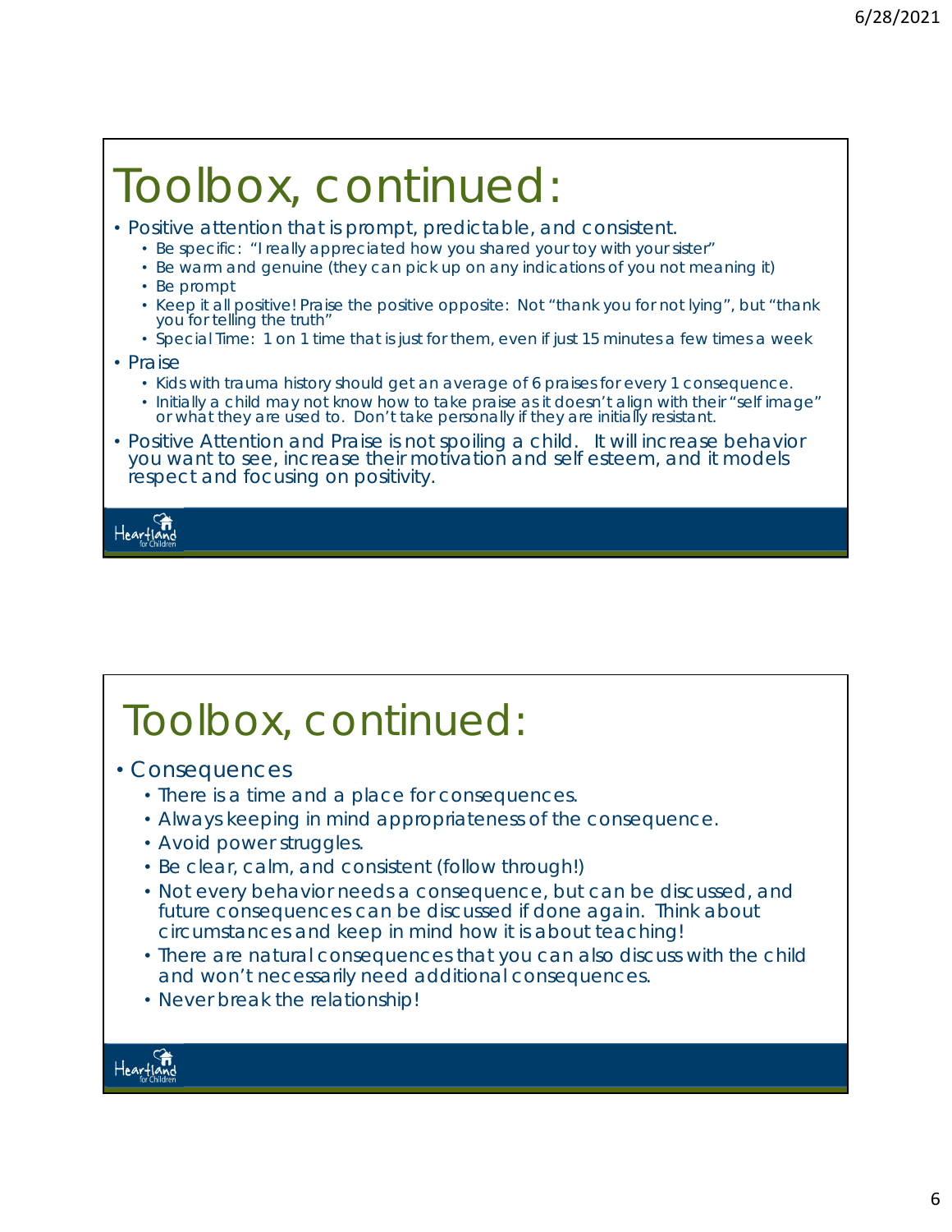# Toolbox, continued:

- Positive attention that is prompt, predictable, and consistent.
  - Be specific: "I really appreciated how you shared your toy with your sister"
  - Be warm and genuine (they can pick up on any indications of you not meaning it)
  - Be prompt
  - Keep it all positive! Praise the positive opposite: Not "thank you for not lying", but "thank you for telling the truth"
  - Special Time: 1 on 1 time that is just for them, even if just 15 minutes a few times a week
- Praise
  - Kids with trauma history should get an average of 6 praises for every 1 consequence.
  - Initially a child may not know how to take praise as it doesn't align with their "self image" or what they are used to. Don't take personally if they are initially resistant.
- Positive Attention and Praise is not spoiling a child. It will increase behavior you want to see, increase their motivation and self esteem, and it models respect and focusing on positivity.

# Toolbox, continued:

- Consequences
  - There is a time and a place for consequences.
  - Always keeping in mind appropriateness of the consequence.
  - Avoid power struggles.
  - Be clear, calm, and consistent (follow through!)
  - Not every behavior needs a consequence, but can be discussed, and future consequences can be discussed if done again. Think about circumstances and keep in mind how it is about teaching!
  - There are natural consequences that you can also discuss with the child and won't necessarily need additional consequences.
  - Never break the relationship!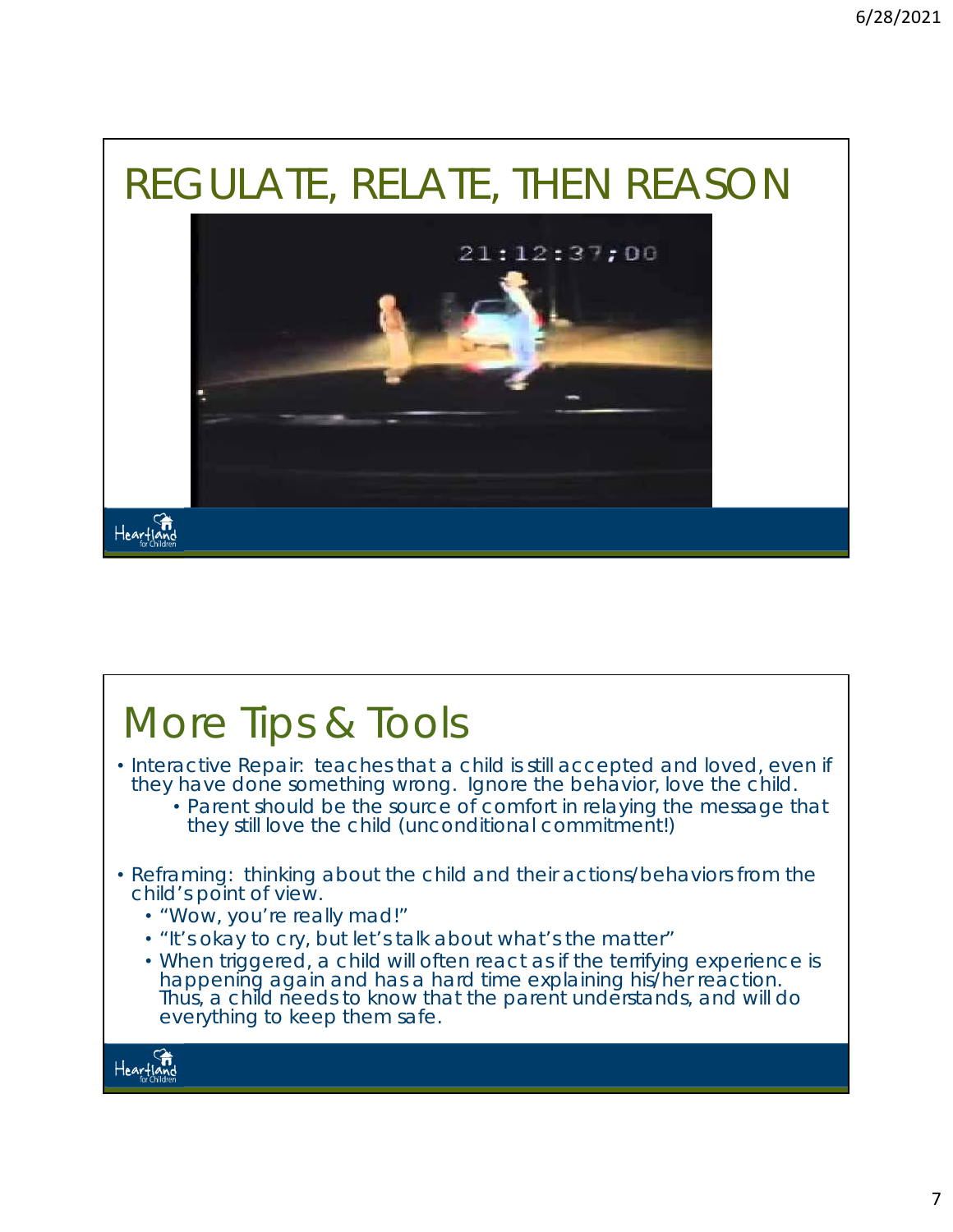# REGULATE, RELATE, THEN REASON

# More Tips & Tools

- Interactive Repair: teaches that a child is still accepted and loved, even if they have done something wrong. Ignore the behavior, love the child.
  - Parent should be the source of comfort in relaying the message that they still love the child (unconditional commitment!)

- Reframing: thinking about the child and their actions/behaviors from the child's point of view.
  - "Wow, you're really mad!"
  - "It's okay to cry, but let's talk about what's the matter"
  - When triggered, a child will often react as if the terrifying experience is happening again and has a hard time explaining his/her reaction. Thus, a child needs to know that the parent understands, and will do everything to keep them safe.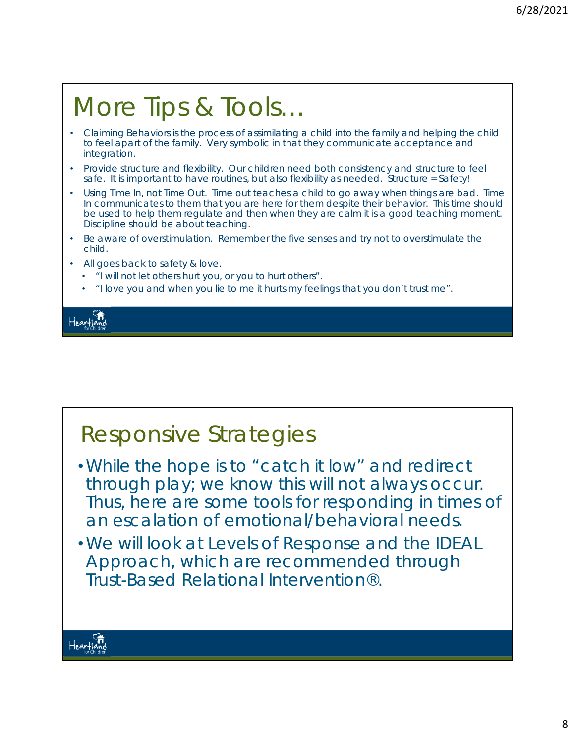## More Tips & Tools…

- Claiming Behaviors is the process of assimilating a child into the family and helping the child to feel apart of the family. Very symbolic in that they communicate acceptance and integration.
- Provide structure and flexibility. Our children need both consistency and structure to feel safe. It is important to have routines, but also flexibility as needed. Structure = Safety!
- Using Time In, not Time Out. Time out teaches a child to go away when things are bad. Time In communicates to them that you are here for them despite their behavior. This time should be used to help them regulate and then when they are calm it is a good teaching moment. Discipline should be about teaching.
- Be aware of overstimulation. Remember the five senses and try not to overstimulate the child.
- All goes back to safety & love.
  - "I will not let others hurt you, or you to hurt others".
  - "I love you and when you lie to me it hurts my feelings that you don't trust me".

## Responsive Strategies

- While the hope is to "catch it low" and redirect through play; we know this will not always occur. Thus, here are some tools for responding in times of an escalation of emotional/behavioral needs.
- We will look at Levels of Response and the IDEAL Approach, which are recommended through Trust-Based Relational Intervention®.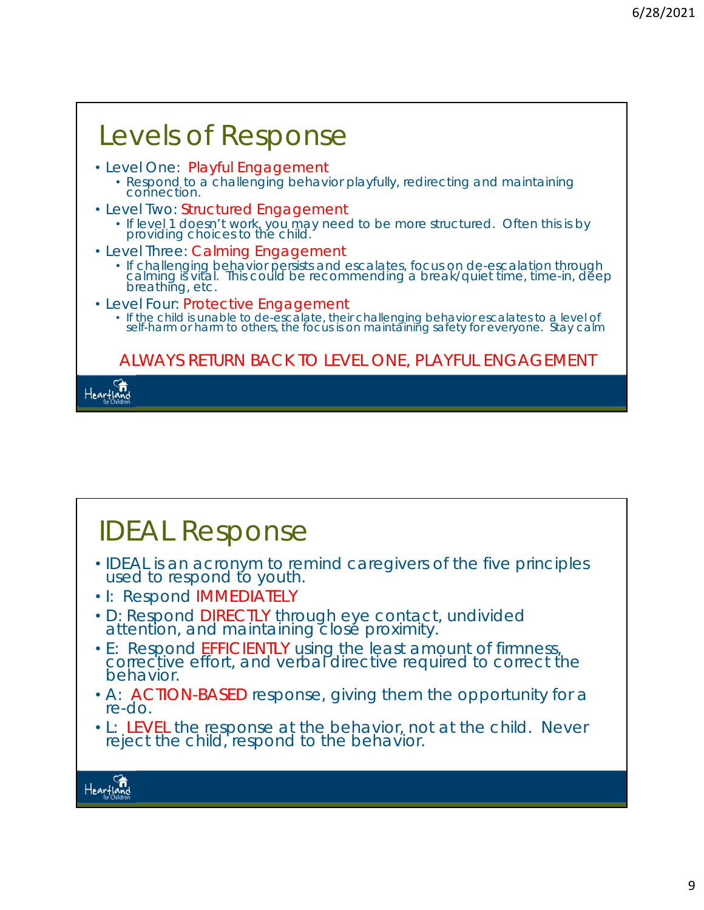## Levels of Response

- Level One: Playful Engagement
  - Respond to a challenging behavior playfully, redirecting and maintaining connection.
- Level Two: Structured Engagement
  - If level 1 doesn't work, you may need to be more structured. Often this is by providing choices to the child.
- Level Three: Calming Engagement
  - If challenging behavior persists and escalates, focus on de-escalation through calming is vital. This could be recommending a break/quiet time, time-in, deep breathing, etc.
- Level Four: Protective Engagement
  - If the child is unable to de-escalate, their challenging behavior escalates to a level of self-harm or harm to others, the focus is on maintaining safety for everyone. Stay calm

ALWAYS RETURN BACK TO LEVEL ONE, PLAYFUL ENGAGEMENT

## IDEAL Response

- IDEAL is an acronym to remind caregivers of the five principles used to respond to youth.
- I: Respond IMMEDIATELY
- D: Respond DIRECTLY through eye contact, undivided attention, and maintaining close proximity.
- E: Respond EFFICIENTLY using the least amount of firmness, corrective effort, and verbal directive required to correct the behavior.
- A: ACTION-BASED response, giving them the opportunity for a re-do.
- L: LEVEL the response at the behavior, not at the child. Never reject the child, respond to the behavior.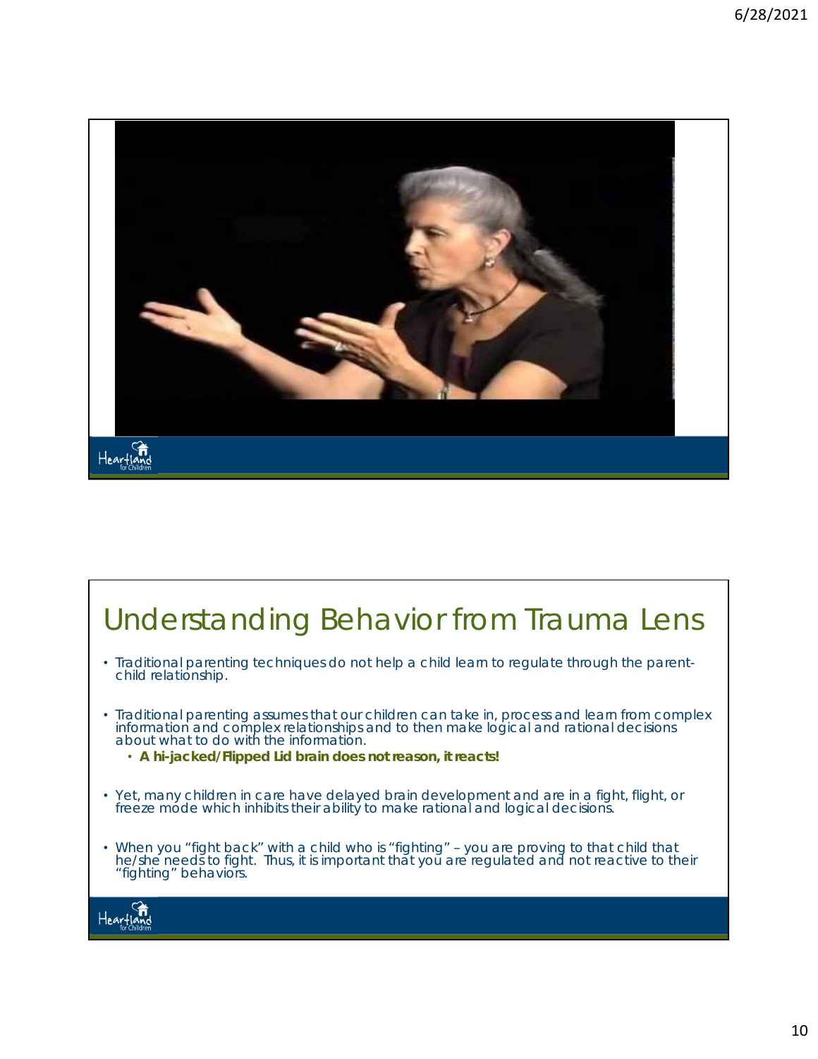# Understanding Behavior from Trauma Lens

- Traditional parenting techniques do not help a child learn to regulate through the parent-child relationship.
- Traditional parenting assumes that our children can take in, process and learn from complex information and complex relationships and to then make logical and rational decisions about what to do with the information.
  - **A hi-jacked/Flipped Lid brain does not reason, it reacts!**
- Yet, many children in care have delayed brain development and are in a fight, flight, or freeze mode which inhibits their ability to make rational and logical decisions.
- When you "fight back" with a child who is "fighting" – you are proving to that child that he/she needs to fight. Thus, it is important that you are regulated and not reactive to their "fighting" behaviors.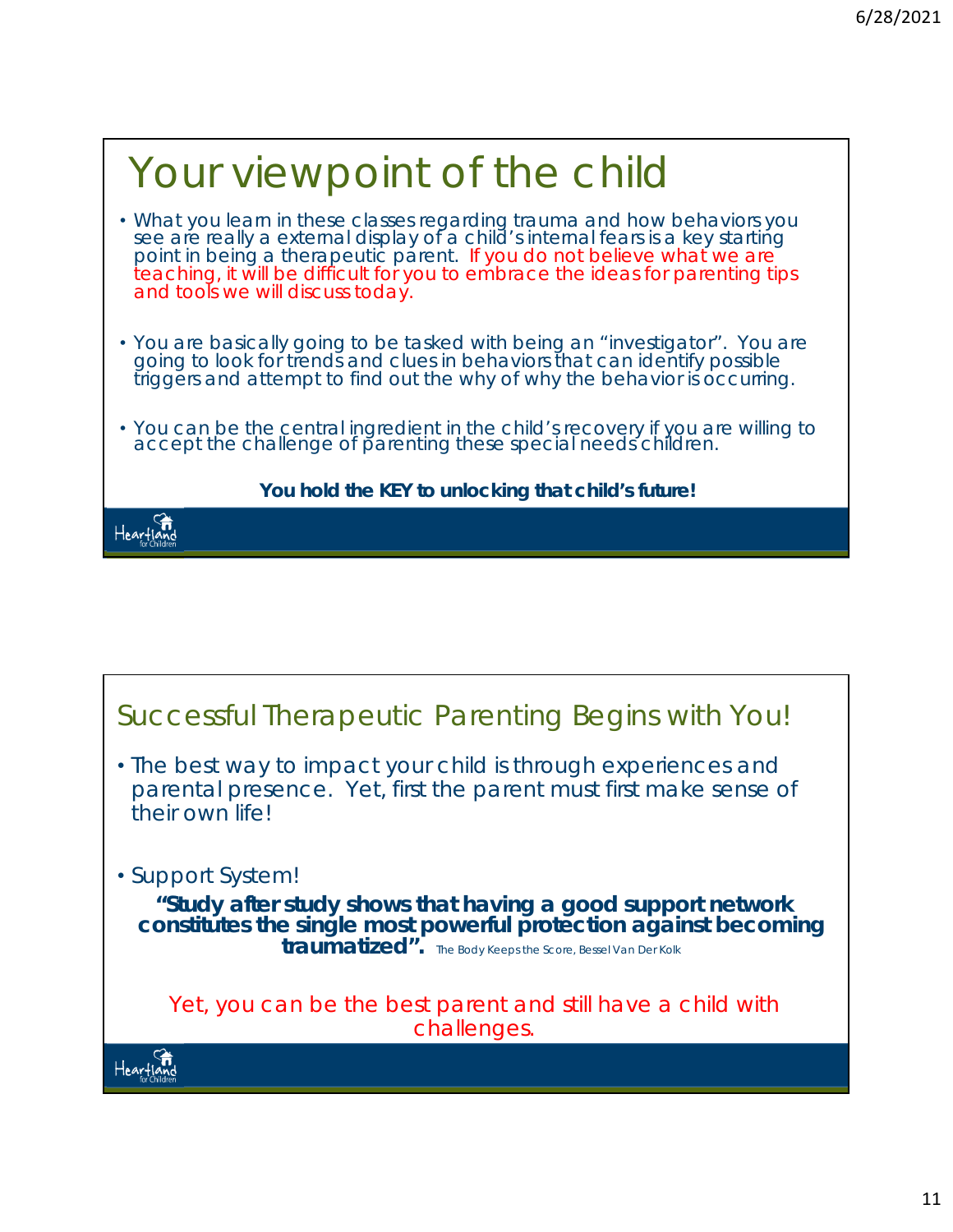# Your viewpoint of the child

- What you learn in these classes regarding trauma and how behaviors you see are really a external display of a child's internal fears is a key starting point in being a therapeutic parent. If you do not believe what we are teaching, it will be difficult for you to embrace the ideas for parenting tips and tools we will discuss today.
- You are basically going to be tasked with being an "investigator". You are going to look for trends and clues in behaviors that can identify possible triggers and attempt to find out the why of why the behavior is occurring.
- You can be the central ingredient in the child's recovery if you are willing to accept the challenge of parenting these special needs children.

**You hold the KEY to unlocking that child's future!**

Heartland for Children

# Successful Therapeutic Parenting Begins with You!

- The best way to impact your child is through experiences and parental presence. Yet, first the parent must first make sense of their own life!
- Support System!

**"Study after study shows that having a good support network constitutes the single most powerful protection against becoming traumatized".** The Body Keeps the Score, Bessel Van Der Kolk

Yet, you can be the best parent and still have a child with challenges.

Heartland for Children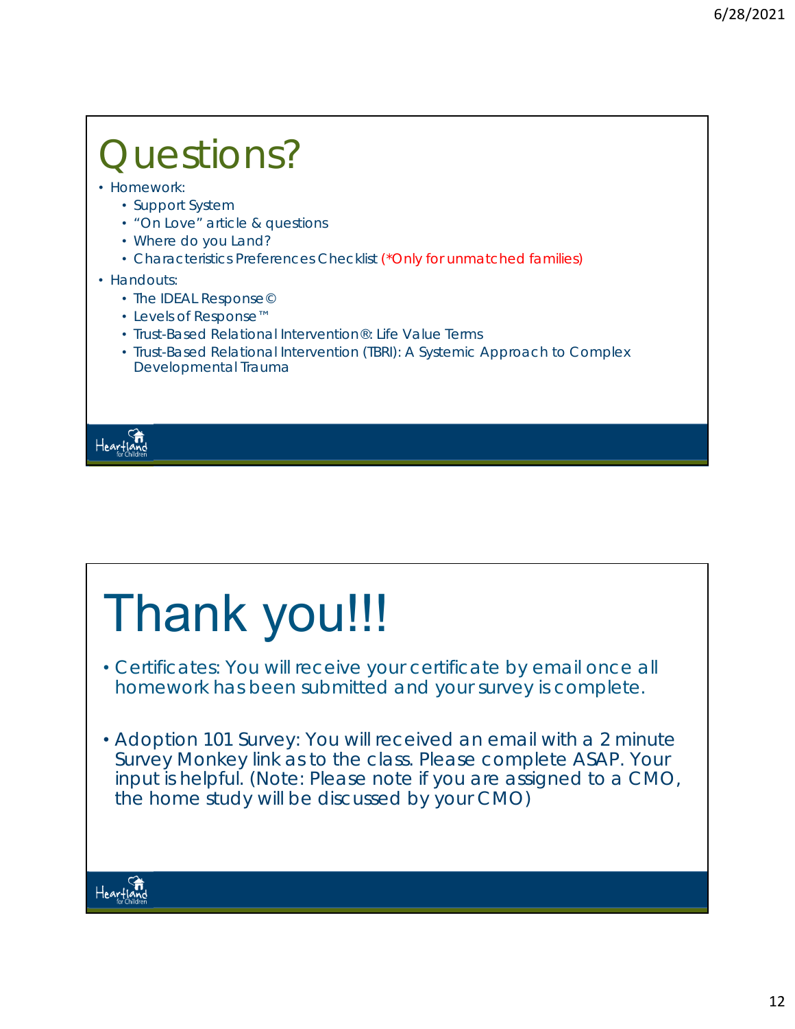# Questions?

- Homework:
  - Support System
  - "On Love" article & questions
  - Where do you Land?
  - Characteristics Preferences Checklist (*Only for unmatched families)
- Handouts:
  - The IDEAL Response©
  - Levels of Response™
  - Trust-Based Relational Intervention®: Life Value Terms
  - Trust-Based Relational Intervention (TBRI): A Systemic Approach to Complex Developmental Trauma

Heartland for Children

# Thank you!!!

- Certificates: You will receive your certificate by email once all homework has been submitted and your survey is complete.
- Adoption 101 Survey: You will received an email with a 2 minute Survey Monkey link as to the class. Please complete ASAP. Your input is helpful. (Note: Please note if you are assigned to a CMO, the home study will be discussed by your CMO)

Heartland for Children